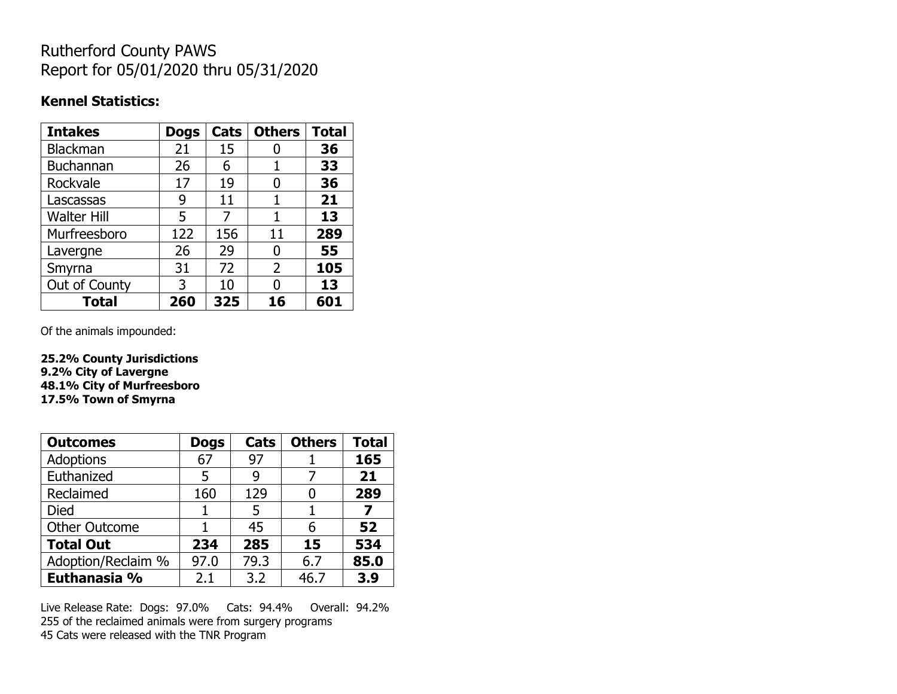# Rutherford County PAWS
Report for 05/01/2020 thru 05/31/2020

### Kennel Statistics:

| Intakes | Dogs | Cats | Others | Total |
|---|---|---|---|---|
| Blackman | 21 | 15 | 0 | **36** |
| Buchannan | 26 | 6 | 1 | **33** |
| Rockvale | 17 | 19 | 0 | **36** |
| Lascassas | 9 | 11 | 1 | **21** |
| Walter Hill | 5 | 7 | 1 | **13** |
| Murfreesboro | 122 | 156 | 11 | **289** |
| Lavergne | 26 | 29 | 0 | **55** |
| Smyrna | 31 | 72 | 2 | **105** |
| Out of County | 3 | 10 | 0 | **13** |
| **Total** | **260** | **325** | **16** | **601** |

Of the animals impounded:

**25.2% County Jurisdictions**
**9.2% City of Lavergne**
**48.1% City of Murfreesboro**
**17.5% Town of Smyrna**

| Outcomes | Dogs | Cats | Others | Total |
|---|---|---|---|---|
| Adoptions | 67 | 97 | 1 | **165** |
| Euthanized | 5 | 9 | 7 | **21** |
| Reclaimed | 160 | 129 | 0 | **289** |
| Died | 1 | 5 | 1 | **7** |
| Other Outcome | 1 | 45 | 6 | **52** |
| **Total Out** | **234** | **285** | **15** | **534** |
| Adoption/Reclaim % | 97.0 | 79.3 | 6.7 | **85.0** |
| **Euthanasia %** | 2.1 | 3.2 | 46.7 | **3.9** |

Live Release Rate: Dogs: 97.0% Cats: 94.4% Overall: 94.2%
255 of the reclaimed animals were from surgery programs
45 Cats were released with the TNR Program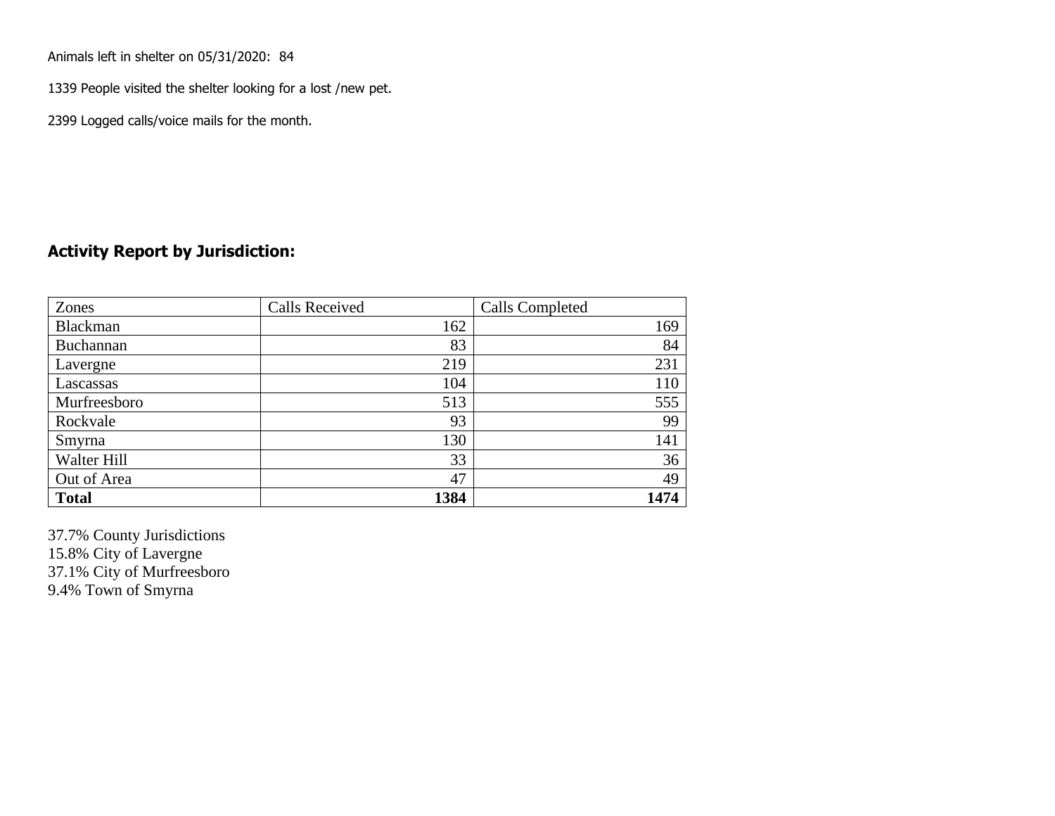Animals left in shelter on 05/31/2020: 84

1339 People visited the shelter looking for a lost /new pet.

2399 Logged calls/voice mails for the month.

## Activity Report by Jurisdiction:

| Zones | Calls Received | Calls Completed |
|---|---|---|
| Blackman | 162 | 169 |
| Buchannan | 83 | 84 |
| Lavergne | 219 | 231 |
| Lascassas | 104 | 110 |
| Murfreesboro | 513 | 555 |
| Rockvale | 93 | 99 |
| Smyrna | 130 | 141 |
| Walter Hill | 33 | 36 |
| Out of Area | 47 | 49 |
| **Total** | **1384** | **1474** |

37.7% County Jurisdictions
15.8% City of Lavergne
37.1% City of Murfreesboro
9.4% Town of Smyrna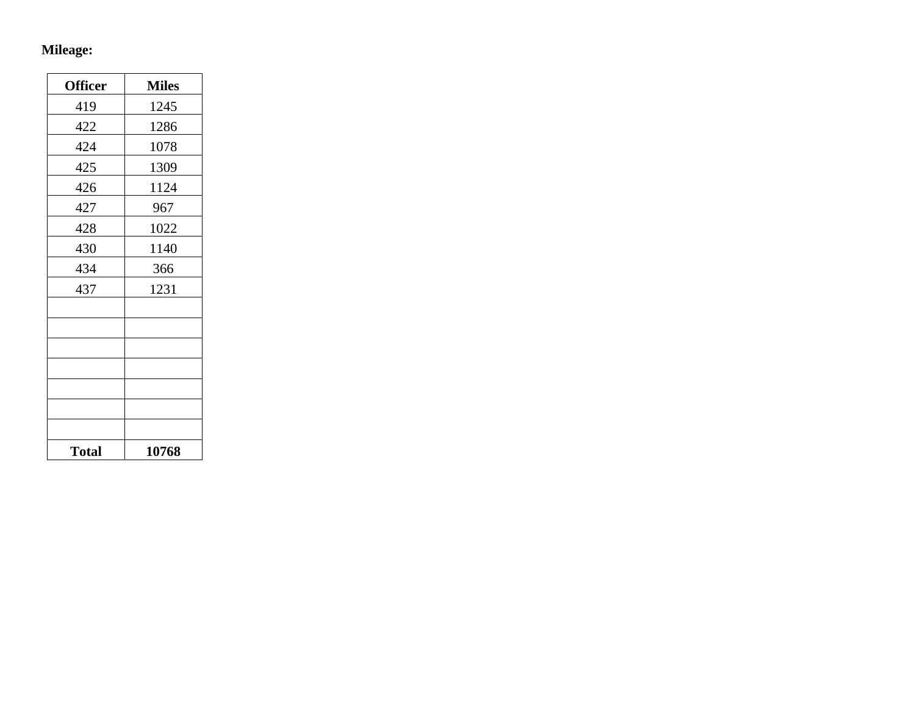**Mileage:**

| Officer | Miles |
|---|---|
| 419 | 1245 |
| 422 | 1286 |
| 424 | 1078 |
| 425 | 1309 |
| 426 | 1124 |
| 427 | 967 |
| 428 | 1022 |
| 430 | 1140 |
| 434 | 366 |
| 437 | 1231 |
| | |
| | |
| | |
| | |
| | |
| | |
| | |
| **Total** | **10768** |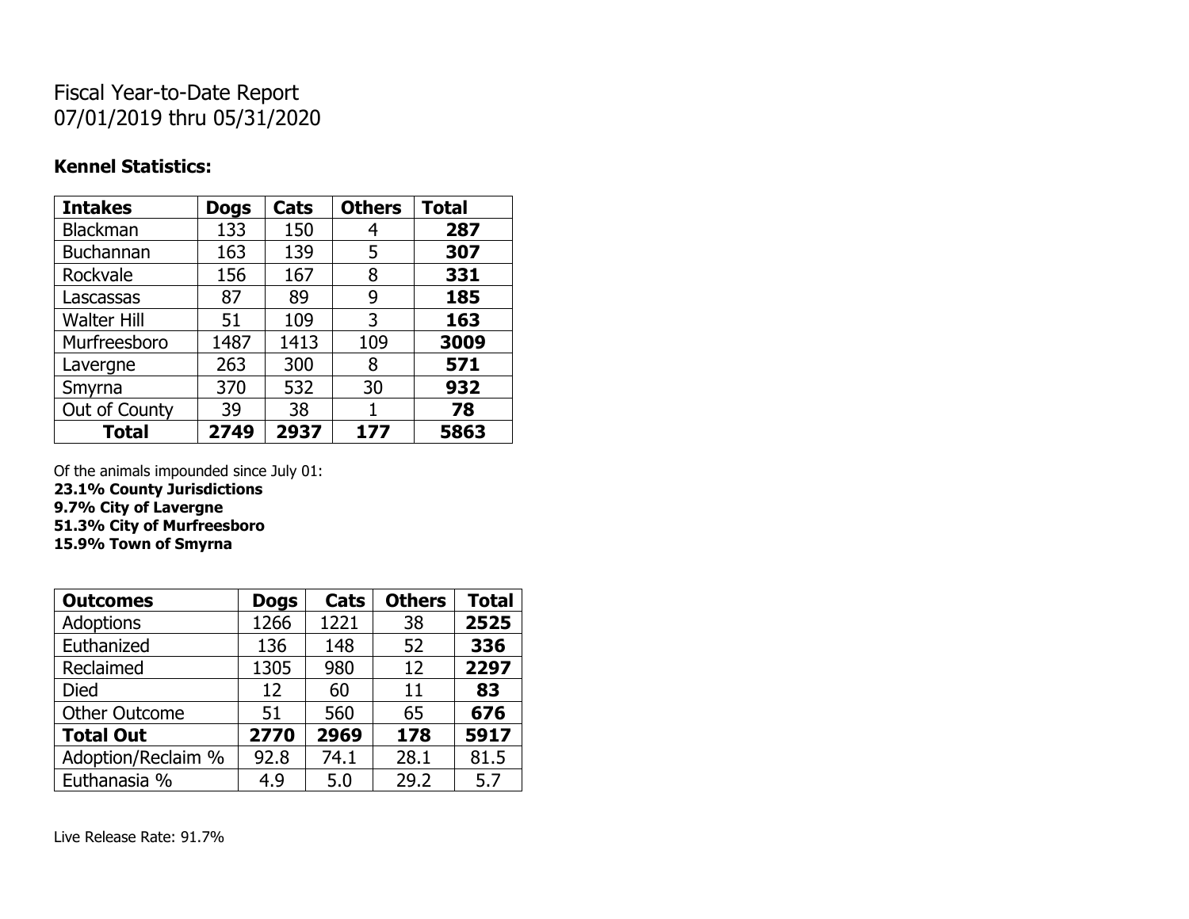Fiscal Year-to-Date Report
07/01/2019 thru 05/31/2020

**Kennel Statistics:**

| Intakes | Dogs | Cats | Others | Total |
|---|---|---|---|---|
| Blackman | 133 | 150 | 4 | **287** |
| Buchannan | 163 | 139 | 5 | **307** |
| Rockvale | 156 | 167 | 8 | **331** |
| Lascassas | 87 | 89 | 9 | **185** |
| Walter Hill | 51 | 109 | 3 | **163** |
| Murfreesboro | 1487 | 1413 | 109 | **3009** |
| Lavergne | 263 | 300 | 8 | **571** |
| Smyrna | 370 | 532 | 30 | **932** |
| Out of County | 39 | 38 | 1 | **78** |
| **Total** | **2749** | **2937** | **177** | **5863** |

Of the animals impounded since July 01:
**23.1% County Jurisdictions**
**9.7% City of Lavergne**
**51.3% City of Murfreesboro**
**15.9% Town of Smyrna**

| Outcomes | Dogs | Cats | Others | Total |
|---|---|---|---|---|
| Adoptions | 1266 | 1221 | 38 | **2525** |
| Euthanized | 136 | 148 | 52 | **336** |
| Reclaimed | 1305 | 980 | 12 | **2297** |
| Died | 12 | 60 | 11 | **83** |
| Other Outcome | 51 | 560 | 65 | **676** |
| **Total Out** | **2770** | **2969** | **178** | **5917** |
| Adoption/Reclaim % | 92.8 | 74.1 | 28.1 | 81.5 |
| Euthanasia % | 4.9 | 5.0 | 29.2 | 5.7 |

Live Release Rate: 91.7%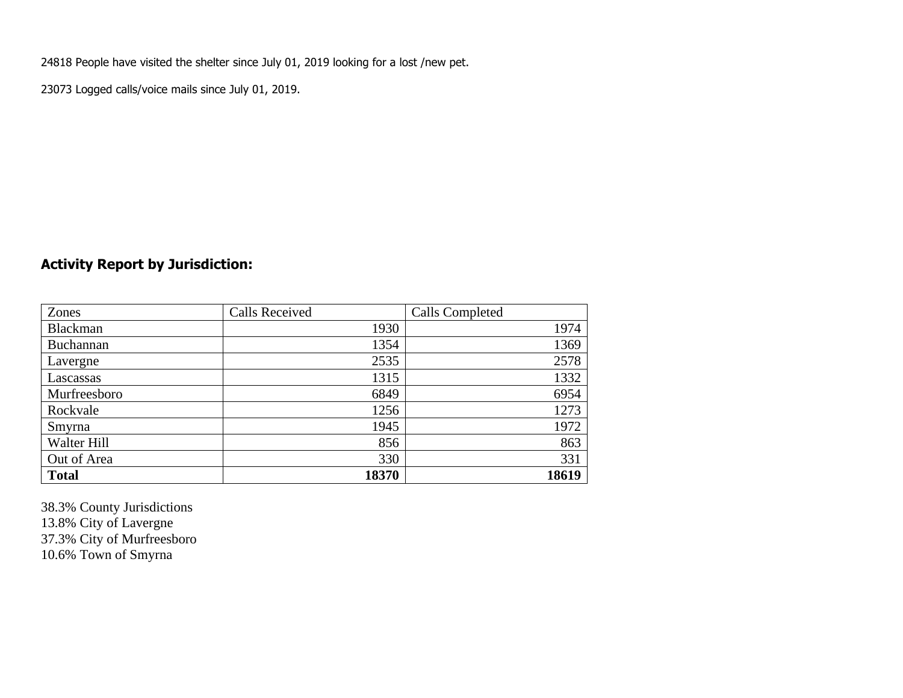24818 People have visited the shelter since July 01, 2019 looking for a lost /new pet.

23073 Logged calls/voice mails since July 01, 2019.

## Activity Report by Jurisdiction:

| Zones | Calls Received | Calls Completed |
|---|---|---|
| Blackman | 1930 | 1974 |
| Buchannan | 1354 | 1369 |
| Lavergne | 2535 | 2578 |
| Lascassas | 1315 | 1332 |
| Murfreesboro | 6849 | 6954 |
| Rockvale | 1256 | 1273 |
| Smyrna | 1945 | 1972 |
| Walter Hill | 856 | 863 |
| Out of Area | 330 | 331 |
| **Total** | **18370** | **18619** |

38.3% County Jurisdictions
13.8% City of Lavergne
37.3% City of Murfreesboro
10.6% Town of Smyrna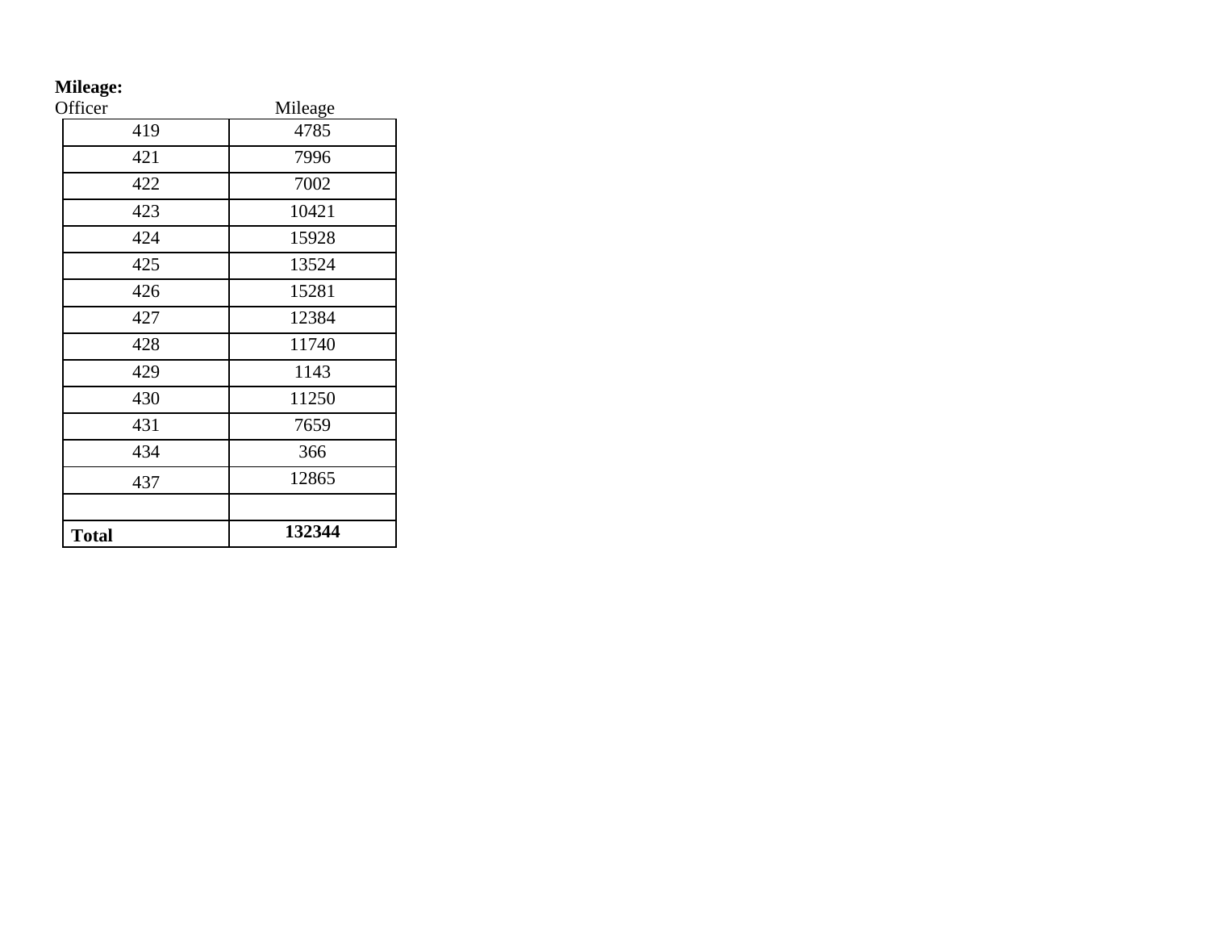**Mileage:**

| Officer | Mileage |
|---|---|
| 419 | 4785 |
| 421 | 7996 |
| 422 | 7002 |
| 423 | 10421 |
| 424 | 15928 |
| 425 | 13524 |
| 426 | 15281 |
| 427 | 12384 |
| 428 | 11740 |
| 429 | 1143 |
| 430 | 11250 |
| 431 | 7659 |
| 434 | 366 |
| 437 | 12865 |
| | |
| **Total** | **132344** |